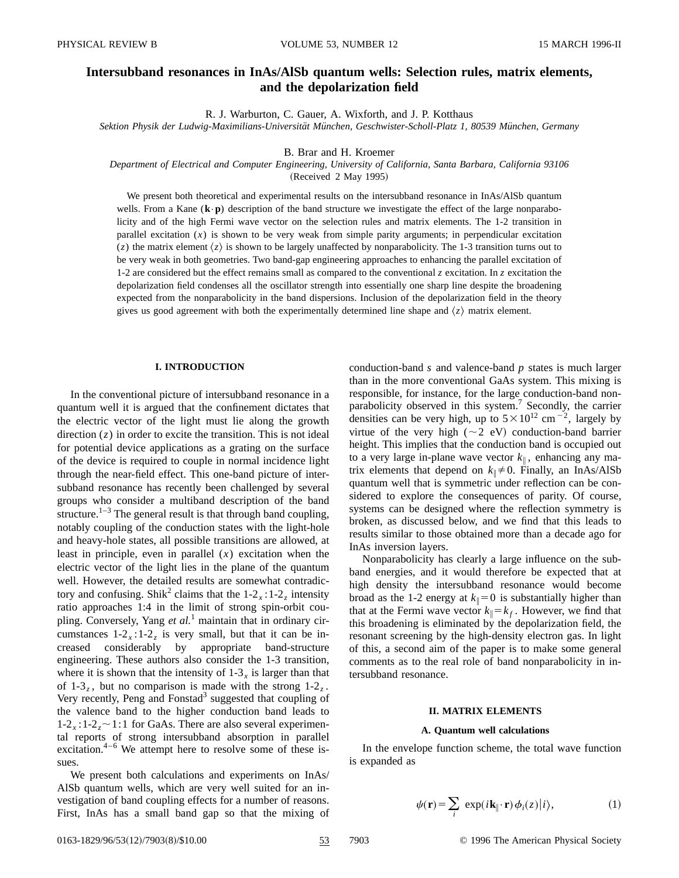# Intersubband resonances in InAs/AlSb quantum wells: Selection rules, matrix elements, and the depolarization field

R. J. Warburton, C. Gauer, A. Wixforth, and J. P. Kotthaus

*Sektion Physik der Ludwig-Maximilians-Universität München, Geschwister-Scholl-Platz 1, 80539 München, Germany*

B. Brar and H. Kroemer

*Department of Electrical and Computer Engineering, University of California, Santa Barbara, California 93106*

(Received 2 May 1995)

We present both theoretical and experimental results on the intersubband resonance in InAs/AlSb quantum wells. From a Kane ($\mathbf{k}\cdot\mathbf{p}$) description of the band structure we investigate the effect of the large nonparabolicity and of the high Fermi wave vector on the selection rules and matrix elements. The 1-2 transition in parallel excitation ($x$) is shown to be very weak from simple parity arguments; in perpendicular excitation ($z$) the matrix element $\langle z\rangle$ is shown to be largely unaffected by nonparabolicity. The 1-3 transition turns out to be very weak in both geometries. Two band-gap engineering approaches to enhancing the parallel excitation of 1-2 are considered but the effect remains small as compared to the conventional $z$ excitation. In $z$ excitation the depolarization field condenses all the oscillator strength into essentially one sharp line despite the broadening expected from the nonparabolicity in the band dispersions. Inclusion of the depolarization field in the theory gives us good agreement with both the experimentally determined line shape and $\langle z\rangle$ matrix element.

## I. INTRODUCTION

In the conventional picture of intersubband resonance in a quantum well it is argued that the confinement dictates that the electric vector of the light must lie along the growth direction ($z$) in order to excite the transition. This is not ideal for potential device applications as a grating on the surface of the device is required to couple in normal incidence light through the near-field effect. This one-band picture of intersubband resonance has recently been challenged by several groups who consider a multiband description of the band structure.[1–3] The general result is that through band coupling, notably coupling of the conduction states with the light-hole and heavy-hole states, all possible transitions are allowed, at least in principle, even in parallel ($x$) excitation when the electric vector of the light lies in the plane of the quantum well. However, the detailed results are somewhat contradictory and confusing. Shik[2] claims that the $1\text{-}2_x:1\text{-}2_z$ intensity ratio approaches 1:4 in the limit of strong spin-orbit coupling. Conversely, Yang *et al.*[1] maintain that in ordinary circumstances $1\text{-}2_x:1\text{-}2_z$ is very small, but that it can be increased considerably by appropriate band-structure engineering. These authors also consider the 1-3 transition, where it is shown that the intensity of $1\text{-}3_x$ is larger than that of $1\text{-}3_z$, but no comparison is made with the strong $1\text{-}2_z$. Very recently, Peng and Fonstad[3] suggested that coupling of the valence band to the higher conduction band leads to $1\text{-}2_x:1\text{-}2_z\sim 1:1$ for GaAs. There are also several experimental reports of strong intersubband absorption in parallel excitation.[4–6] We attempt here to resolve some of these issues.

We present both calculations and experiments on InAs/AlSb quantum wells, which are very well suited for an investigation of band coupling effects for a number of reasons. First, InAs has a small band gap so that the mixing of conduction-band $s$ and valence-band $p$ states is much larger than in the more conventional GaAs system. This mixing is responsible, for instance, for the large conduction-band nonparabolicity observed in this system.[7] Secondly, the carrier densities can be very high, up to $5\times 10^{12}$ cm$^{-2}$, largely by virtue of the very high ($\sim$2 eV) conduction-band barrier height. This implies that the conduction band is occupied out to a very large in-plane wave vector $k_\parallel$, enhancing any matrix elements that depend on $k_\parallel\neq 0$. Finally, an InAs/AlSb quantum well that is symmetric under reflection can be considered to explore the consequences of parity. Of course, systems can be designed where the reflection symmetry is broken, as discussed below, and we find that this leads to results similar to those obtained more than a decade ago for InAs inversion layers.

Nonparabolicity has clearly a large influence on the subband energies, and it would therefore be expected that at high density the intersubband resonance would become broad as the 1-2 energy at $k_\parallel=0$ is substantially higher than that at the Fermi wave vector $k_\parallel=k_f$. However, we find that this broadening is eliminated by the depolarization field, the resonant screening by the high-density electron gas. In light of this, a second aim of the paper is to make some general comments as to the real role of band nonparabolicity in intersubband resonance.

## II. MATRIX ELEMENTS

### A. Quantum well calculations

In the envelope function scheme, the total wave function is expanded as

$$\psi(\mathbf{r})=\sum_i \exp(i\mathbf{k}_\parallel\cdot\mathbf{r})\,\phi_i(z)|i\rangle, \tag{1}$$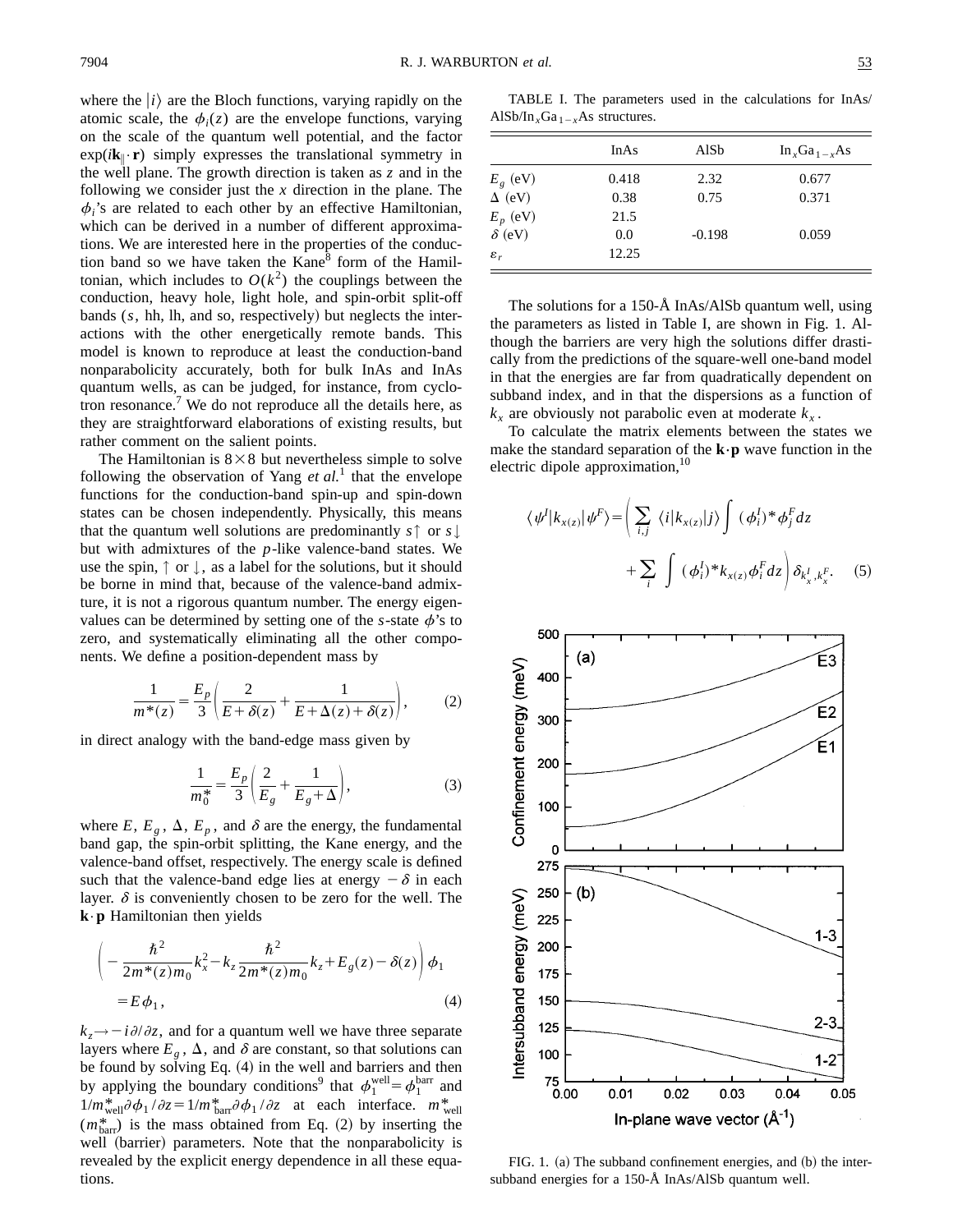where the $|i\rangle$ are the Bloch functions, varying rapidly on the atomic scale, the $\phi_i(z)$ are the envelope functions, varying on the scale of the quantum well potential, and the factor $\exp(i\mathbf{k}_\parallel \cdot \mathbf{r})$ simply expresses the translational symmetry in the well plane. The growth direction is taken as $z$ and in the following we consider just the $x$ direction in the plane. The $\phi_i$'s are related to each other by an effective Hamiltonian, which can be derived in a number of different approximations. We are interested here in the properties of the conduction band so we have taken the Kane[8] form of the Hamiltonian, which includes to $O(k^2)$ the couplings between the conduction, heavy hole, light hole, and spin-orbit split-off bands ($s$, hh, lh, and so, respectively) but neglects the interactions with the other energetically remote bands. This model is known to reproduce at least the conduction-band nonparabolicity accurately, both for bulk InAs and InAs quantum wells, as can be judged, for instance, from cyclotron resonance.[7] We do not reproduce all the details here, as they are straightforward elaborations of existing results, but rather comment on the salient points.

The Hamiltonian is $8\times8$ but nevertheless simple to solve following the observation of Yang *et al.*[1] that the envelope functions for the conduction-band spin-up and spin-down states can be chosen independently. Physically, this means that the quantum well solutions are predominantly $s\uparrow$ or $s\downarrow$ but with admixtures of the $p$-like valence-band states. We use the spin, $\uparrow$ or $\downarrow$, as a label for the solutions, but it should be borne in mind that, because of the valence-band admixture, it is not a rigorous quantum number. The energy eigenvalues can be determined by setting one of the $s$-state $\phi$'s to zero, and systematically eliminating all the other components. We define a position-dependent mass by

$$\frac{1}{m^*(z)} = \frac{E_p}{3}\left(\frac{2}{E+\delta(z)} + \frac{1}{E+\Delta(z)+\delta(z)}\right), \tag{2}$$

in direct analogy with the band-edge mass given by

$$\frac{1}{m_0^*} = \frac{E_p}{3}\left(\frac{2}{E_g} + \frac{1}{E_g+\Delta}\right), \tag{3}$$

where $E$, $E_g$, $\Delta$, $E_p$, and $\delta$ are the energy, the fundamental band gap, the spin-orbit splitting, the Kane energy, and the valence-band offset, respectively. The energy scale is defined such that the valence-band edge lies at energy $-\delta$ in each layer. $\delta$ is conveniently chosen to be zero for the well. The $\mathbf{k}\cdot\mathbf{p}$ Hamiltonian then yields

$$\left(-\frac{\hbar^2}{2m^*(z)m_0}k_x^2 - k_z\frac{\hbar^2}{2m^*(z)m_0}k_z + E_g(z) - \delta(z)\right)\phi_1 = E\phi_1, \tag{4}$$

$k_z \rightarrow -i\partial/\partial z$, and for a quantum well we have three separate layers where $E_g$, $\Delta$, and $\delta$ are constant, so that solutions can be found by solving Eq. (4) in the well and barriers and then by applying the boundary conditions[9] that $\phi_1^{\text{well}} = \phi_1^{\text{barr}}$ and $1/m^*_{\text{well}}\partial\phi_1/\partial z = 1/m^*_{\text{barr}}\partial\phi_1/\partial z$ at each interface. $m^*_{\text{well}}$ ($m^*_{\text{barr}}$) is the mass obtained from Eq. (2) by inserting the well (barrier) parameters. Note that the nonparabolicity is revealed by the explicit energy dependence in all these equations.

TABLE I. The parameters used in the calculations for InAs/AlSb/$In_xGa_{1-x}As$ structures.

| | InAs | AlSb | $In_xGa_{1-x}As$ |
|---|---|---|---|
| $E_g$ (eV) | 0.418 | 2.32 | 0.677 |
| $\Delta$ (eV) | 0.38 | 0.75 | 0.371 |
| $E_p$ (eV) | 21.5 | | |
| $\delta$ (eV) | 0.0 | -0.198 | 0.059 |
| $\varepsilon_r$ | 12.25 | | |

The solutions for a 150-Å InAs/AlSb quantum well, using the parameters as listed in Table I, are shown in Fig. 1. Although the barriers are very high the solutions differ drastically from the predictions of the square-well one-band model in that the energies are far from quadratically dependent on subband index, and in that the dispersions as a function of $k_x$ are obviously not parabolic even at moderate $k_x$.

To calculate the matrix elements between the states we make the standard separation of the $\mathbf{k}\cdot\mathbf{p}$ wave function in the electric dipole approximation,[10]

$$\langle\psi^I|k_{x(z)}|\psi^F\rangle = \left(\sum_{i,j}\langle i|k_{x(z)}|j\rangle\int(\phi_i^I)^*\phi_j^F dz + \sum_i\int(\phi_i^I)^*k_{x(z)}\phi_i^F dz\right)\delta_{k_x^I,k_x^F}. \tag{5}$$

FIG. 1. (a) The subband confinement energies, and (b) the intersubband energies for a 150-Å InAs/AlSb quantum well.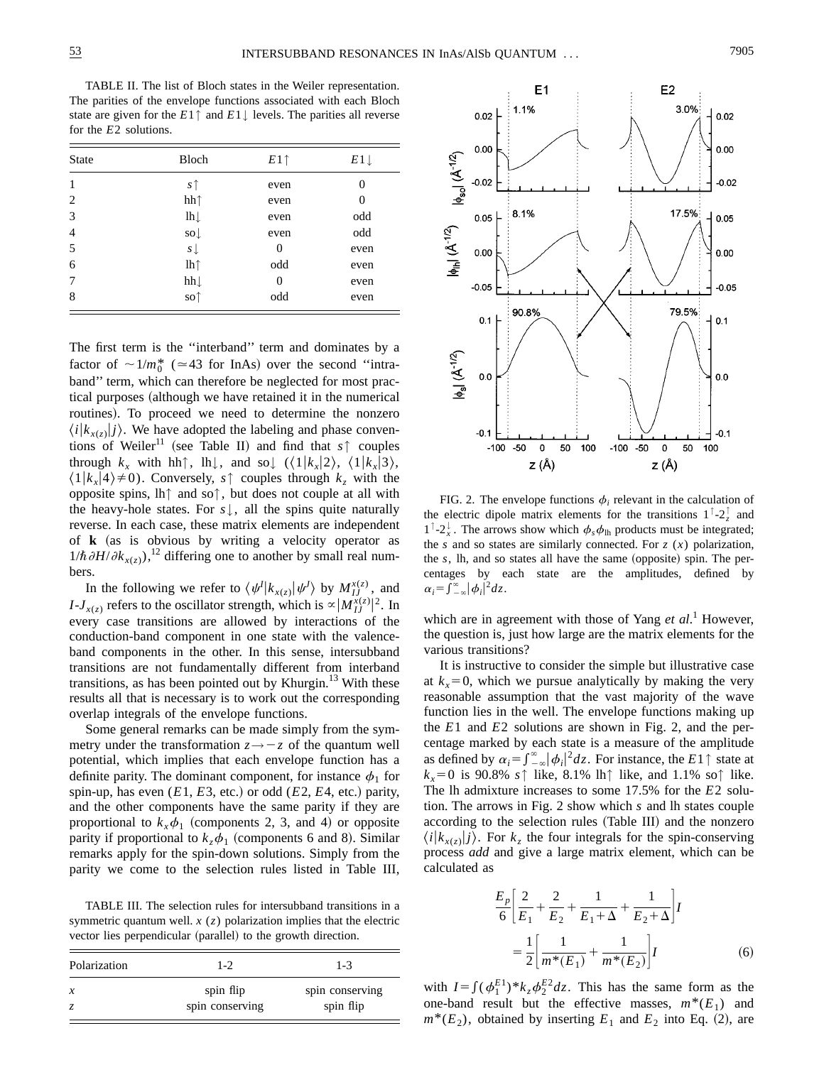TABLE II. The list of Bloch states in the Weiler representation. The parities of the envelope functions associated with each Bloch state are given for the $E1\uparrow$ and $E1\downarrow$ levels. The parities all reverse for the $E2$ solutions.

| State | Bloch | $E1\uparrow$ | $E1\downarrow$ |
|---|---|---|---|
| 1 | $s\uparrow$ | even | 0 |
| 2 | hh$\uparrow$ | even | 0 |
| 3 | lh$\downarrow$ | even | odd |
| 4 | so$\downarrow$ | even | odd |
| 5 | $s\downarrow$ | 0 | even |
| 6 | lh$\uparrow$ | odd | even |
| 7 | hh$\downarrow$ | 0 | even |
| 8 | so$\uparrow$ | odd | even |

The first term is the "interband" term and dominates by a factor of $\sim 1/m_0^*$ ($\simeq 43$ for InAs) over the second "intraband" term, which can therefore be neglected for most practical purposes (although we have retained it in the numerical routines). To proceed we need to determine the nonzero $\langle i|k_{x(z)}|j\rangle$. We have adopted the labeling and phase conventions of Weiler[11] (see Table II) and find that $s\uparrow$ couples through $k_x$ with hh$\uparrow$, lh$\downarrow$, and so$\downarrow$ ($\langle 1|k_x|2\rangle$, $\langle 1|k_x|3\rangle$, $\langle 1|k_x|4\rangle \neq 0$). Conversely, $s\uparrow$ couples through $k_z$ with the opposite spins, lh$\uparrow$ and so$\uparrow$, but does not couple at all with the heavy-hole states. For $s\downarrow$, all the spins quite naturally reverse. In each case, these matrix elements are independent of **k** (as is obvious by writing a velocity operator as $1/\hbar\, \partial H/\partial k_{x(z)}$),[12] differing one to another by small real numbers.

In the following we refer to $\langle \psi^I|k_{x(z)}|\psi^J\rangle$ by $M_{IJ}^{x(z)}$, and $I$-$J_{x(z)}$ refers to the oscillator strength, which is $\propto |M_{IJ}^{x(z)}|^2$. In every case transitions are allowed by interactions of the conduction-band component in one state with the valence-band components in the other. In this sense, intersubband transitions are not fundamentally different from interband transitions, as has been pointed out by Khurgin.[13] With these results all that is necessary is to work out the corresponding overlap integrals of the envelope functions.

Some general remarks can be made simply from the symmetry under the transformation $z \rightarrow -z$ of the quantum well potential, which implies that each envelope function has a definite parity. The dominant component, for instance $\phi_1$ for spin-up, has even ($E1$, $E3$, etc.) or odd ($E2$, $E4$, etc.) parity, and the other components have the same parity if they are proportional to $k_x\phi_1$ (components 2, 3, and 4) or opposite parity if proportional to $k_z\phi_1$ (components 6 and 8). Similar remarks apply for the spin-down solutions. Simply from the parity we come to the selection rules listed in Table III,

TABLE III. The selection rules for intersubband transitions in a symmetric quantum well. $x$ ($z$) polarization implies that the electric vector lies perpendicular (parallel) to the growth direction.

| Polarization | 1-2 | 1-3 |
|---|---|---|
| $x$ | spin flip | spin conserving |
| $z$ | spin conserving | spin flip |

FIG. 2. The envelope functions $\phi_i$ relevant in the calculation of the electric dipole matrix elements for the transitions $1^\uparrow$-$2_z^\uparrow$ and $1^\uparrow$-$2_x^\downarrow$. The arrows show which $\phi_s\phi_{\rm lh}$ products must be integrated; the $s$ and so states are similarly connected. For $z$ ($x$) polarization, the $s$, lh, and so states all have the same (opposite) spin. The percentages by each state are the amplitudes, defined by $\alpha_i = \int_{-\infty}^{\infty}|\phi_i|^2 dz$.

which are in agreement with those of Yang *et al.*[1] However, the question is, just how large are the matrix elements for the various transitions?

It is instructive to consider the simple but illustrative case at $k_x = 0$, which we pursue analytically by making the very reasonable assumption that the vast majority of the wave function lies in the well. The envelope functions making up the $E1$ and $E2$ solutions are shown in Fig. 2, and the percentage marked by each state is a measure of the amplitude as defined by $\alpha_i = \int_{-\infty}^{\infty}|\phi_i|^2 dz$. For instance, the $E1\uparrow$ state at $k_x = 0$ is 90.8% $s\uparrow$ like, 8.1% lh$\uparrow$ like, and 1.1% so$\uparrow$ like. The lh admixture increases to some 17.5% for the $E2$ solution. The arrows in Fig. 2 show which $s$ and lh states couple according to the selection rules (Table III) and the nonzero $\langle i|k_{x(z)}|j\rangle$. For $k_z$ the four integrals for the spin-conserving process *add* and give a large matrix element, which can be calculated as

$$\frac{E_p}{6}\left[\frac{2}{E_1}+\frac{2}{E_2}+\frac{1}{E_1+\Delta}+\frac{1}{E_2+\Delta}\right]I = \frac{1}{2}\left[\frac{1}{m^*(E_1)}+\frac{1}{m^*(E_2)}\right]I \tag{6}$$

with $I = \int(\phi_1^{E1})^* k_z \phi_2^{E2} dz$. This has the same form as the one-band result but the effective masses, $m^*(E_1)$ and $m^*(E_2)$, obtained by inserting $E_1$ and $E_2$ into Eq. (2), are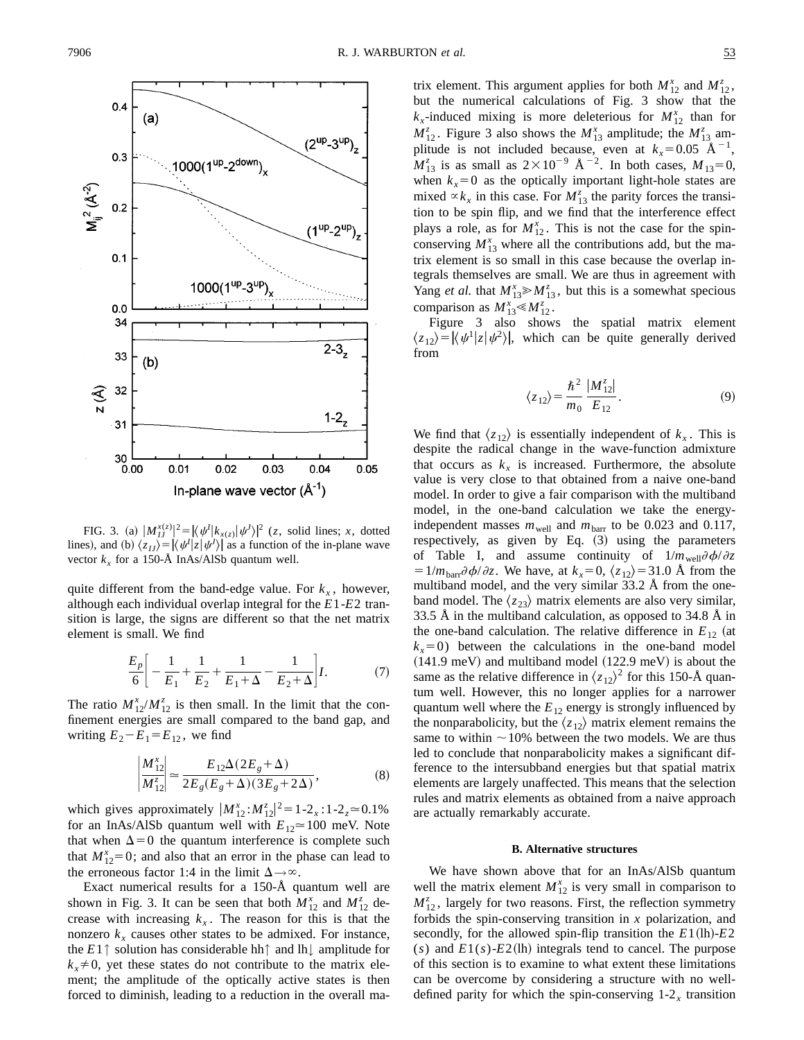FIG. 3. (a) $|M_{IJ}^{x(z)}|^2 = |\langle \psi^I | k_{x(z)} | \psi^J \rangle|^2$ ($z$, solid lines; $x$, dotted lines), and (b) $\langle z_{IJ} \rangle = |\langle \psi^I | z | \psi^J \rangle|$ as a function of the in-plane wave vector $k_x$ for a 150-Å InAs/AlSb quantum well.

quite different from the band-edge value. For $k_x$, however, although each individual overlap integral for the $E1$-$E2$ transition is large, the signs are different so that the net matrix element is small. We find

$$\frac{E_p}{6}\left[-\frac{1}{E_1}+\frac{1}{E_2}+\frac{1}{E_1+\Delta}-\frac{1}{E_2+\Delta}\right]I. \tag{7}$$

The ratio $M_{12}^x/M_{12}^z$ is then small. In the limit that the confinement energies are small compared to the band gap, and writing $E_2 - E_1 = E_{12}$, we find

$$\left|\frac{M_{12}^x}{M_{12}^z}\right| \simeq \frac{E_{12}\Delta(2E_g+\Delta)}{2E_g(E_g+\Delta)(3E_g+2\Delta)}, \tag{8}$$

which gives approximately $|M_{12}^x : M_{12}^z|^2 = 1\text{-}2_x : 1\text{-}2_z \simeq 0.1\%$ for an InAs/AlSb quantum well with $E_{12} \simeq 100$ meV. Note that when $\Delta = 0$ the quantum interference is complete such that $M_{12}^x = 0$; and also that an error in the phase can lead to the erroneous factor 1:4 in the limit $\Delta \rightarrow \infty$.

Exact numerical results for a 150-Å quantum well are shown in Fig. 3. It can be seen that both $M_{12}^x$ and $M_{12}^z$ decrease with increasing $k_x$. The reason for this is that the nonzero $k_x$ causes other states to be admixed. For instance, the $E1\uparrow$ solution has considerable hh$\uparrow$ and lh$\downarrow$ amplitude for $k_x \neq 0$, yet these states do not contribute to the matrix element; the amplitude of the optically active states is then forced to diminish, leading to a reduction in the overall matrix element. This argument applies for both $M_{12}^x$ and $M_{12}^z$, but the numerical calculations of Fig. 3 show that the $k_x$-induced mixing is more deleterious for $M_{12}^x$ than for $M_{12}^z$. Figure 3 also shows the $M_{13}^x$ amplitude; the $M_{13}^z$ amplitude is not included because, even at $k_x = 0.05$ Å$^{-1}$, $M_{13}^z$ is as small as $2\times10^{-9}$ Å$^{-2}$. In both cases, $M_{13} = 0$, when $k_x = 0$ as the optically important light-hole states are mixed $\propto k_x$ in this case. For $M_{13}^z$ the parity forces the transition to be spin flip, and we find that the interference effect plays a role, as for $M_{12}^x$. This is not the case for the spin-conserving $M_{13}^x$ where all the contributions add, but the matrix element is so small in this case because the overlap integrals themselves are small. We are thus in agreement with Yang *et al.* that $M_{13}^x \gg M_{13}^z$, but this is a somewhat specious comparison as $M_{13}^x \ll M_{12}^z$.

Figure 3 also shows the spatial matrix element $\langle z_{12} \rangle = |\langle \psi^1 | z | \psi^2 \rangle|$, which can be quite generally derived from

$$\langle z_{12} \rangle = \frac{\hbar^2}{m_0}\frac{|M_{12}^z|}{E_{12}}. \tag{9}$$

We find that $\langle z_{12} \rangle$ is essentially independent of $k_x$. This is despite the radical change in the wave-function admixture that occurs as $k_x$ is increased. Furthermore, the absolute value is very close to that obtained from a naive one-band model. In order to give a fair comparison with the multiband model, in the one-band calculation we take the energy-independent masses $m_{\text{well}}$ and $m_{\text{barr}}$ to be 0.023 and 0.117, respectively, as given by Eq. (3) using the parameters of Table I, and assume continuity of $1/m_{\text{well}}\partial\phi/\partial z = 1/m_{\text{barr}}\partial\phi/\partial z$. We have, at $k_x = 0$, $\langle z_{12} \rangle = 31.0$ Å from the multiband model, and the very similar 33.2 Å from the one-band model. The $\langle z_{23} \rangle$ matrix elements are also very similar, 33.5 Å in the multiband calculation, as opposed to 34.8 Å in the one-band calculation. The relative difference in $E_{12}$ (at $k_x = 0$) between the calculations in the one-band model (141.9 meV) and multiband model (122.9 meV) is about the same as the relative difference in $\langle z_{12} \rangle^2$ for this 150-Å quantum well. However, this no longer applies for a narrower quantum well where the $E_{12}$ energy is strongly influenced by the nonparabolicity, but the $\langle z_{12} \rangle$ matrix element remains the same to within $\sim$10% between the two models. We are thus led to conclude that nonparabolicity makes a significant difference to the intersubband energies but that spatial matrix elements are largely unaffected. This means that the selection rules and matrix elements as obtained from a naive approach are actually remarkably accurate.

### B. Alternative structures

We have shown above that for an InAs/AlSb quantum well the matrix element $M_{12}^x$ is very small in comparison to $M_{12}^z$, largely for two reasons. First, the reflection symmetry forbids the spin-conserving transition in $x$ polarization, and secondly, for the allowed spin-flip transition the $E1$(lh)-$E2$ ($s$) and $E1$($s$)-$E2$(lh) integrals tend to cancel. The purpose of this section is to examine to what extent these limitations can be overcome by considering a structure with no well-defined parity for which the spin-conserving 1-$2_x$ transition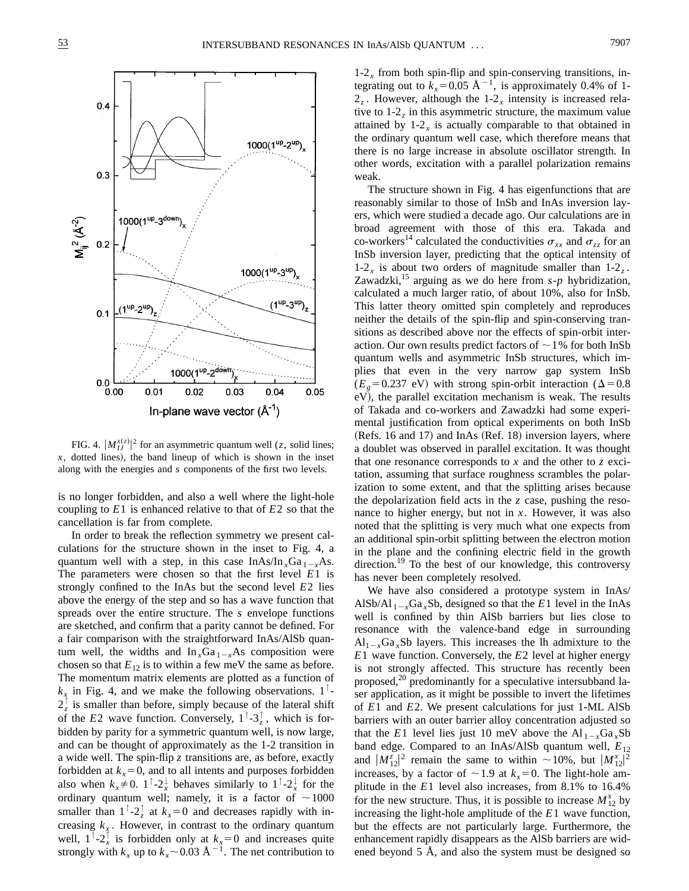FIG. 4. $|M_{IJ}^{x(z)}|^2$ for an asymmetric quantum well ($z$, solid lines; $x$, dotted lines), the band lineup of which is shown in the inset along with the energies and $s$ components of the first two levels.

is no longer forbidden, and also a well where the light-hole coupling to $E1$ is enhanced relative to that of $E2$ so that the cancellation is far from complete.

In order to break the reflection symmetry we present calculations for the structure shown in the inset to Fig. 4, a quantum well with a step, in this case InAs/$In_xGa_{1-x}As$. The parameters were chosen so that the first level $E1$ is strongly confined to the InAs but the second level $E2$ lies above the energy of the step and so has a wave function that spreads over the entire structure. The $s$ envelope functions are sketched, and confirm that a parity cannot be defined. For a fair comparison with the straightforward InAs/AlSb quantum well, the widths and $In_xGa_{1-x}As$ composition were chosen so that $E_{12}$ is to within a few meV the same as before. The momentum matrix elements are plotted as a function of $k_x$ in Fig. 4, and we make the following observations. $1^{\uparrow}$-$2_z^{\uparrow}$ is smaller than before, simply because of the lateral shift of the $E2$ wave function. Conversely, $1^{\uparrow}$-$3_z^{\uparrow}$, which is forbidden by parity for a symmetric quantum well, is now large, and can be thought of approximately as the 1-2 transition in a wide well. The spin-flip $z$ transitions are, as before, exactly forbidden at $k_x=0$, and to all intents and purposes forbidden also when $k_x \neq 0$. $1^{\uparrow}$-$2_x^{\downarrow}$ behaves similarly to $1^{\uparrow}$-$2_x^{\downarrow}$ for the ordinary quantum well; namely, it is a factor of $\sim 1000$ smaller than $1^{\uparrow}$-$2_z^{\uparrow}$ at $k_x=0$ and decreases rapidly with increasing $k_x$. However, in contrast to the ordinary quantum well, $1^{\uparrow}$-$2_x^{\uparrow}$ is forbidden only at $k_x=0$ and increases quite strongly with $k_x$ up to $k_x \sim 0.03$ Å$^{-1}$. The net contribution to 1-$2_x$ from both spin-flip and spin-conserving transitions, integrating out to $k_x=0.05$ Å$^{-1}$, is approximately 0.4% of 1-$2_z$. However, although the 1-$2_x$ intensity is increased relative to 1-$2_z$ in this asymmetric structure, the maximum value attained by 1-$2_x$ is actually comparable to that obtained in the ordinary quantum well case, which therefore means that there is no large increase in absolute oscillator strength. In other words, excitation with a parallel polarization remains weak.

The structure shown in Fig. 4 has eigenfunctions that are reasonably similar to those of InSb and InAs inversion layers, which were studied a decade ago. Our calculations are in broad agreement with those of this era. Takada and co-workers[14] calculated the conductivities $\sigma_{xx}$ and $\sigma_{zz}$ for an InSb inversion layer, predicting that the optical intensity of 1-$2_x$ is about two orders of magnitude smaller than 1-$2_z$. Zawadzki,[15] arguing as we do here from $s$-$p$ hybridization, calculated a much larger ratio, of about 10%, also for InSb. This latter theory omitted spin completely and reproduces neither the details of the spin-flip and spin-conserving transitions as described above nor the effects of spin-orbit interaction. Our own results predict factors of $\sim 1\%$ for both InSb quantum wells and asymmetric InSb structures, which implies that even in the very narrow gap system InSb ($E_g=0.237$ eV) with strong spin-orbit interaction ($\Delta=0.8$ eV), the parallel excitation mechanism is weak. The results of Takada and co-workers and Zawadzki had some experimental justification from optical experiments on both InSb (Refs. 16 and 17) and InAs (Ref. 18) inversion layers, where a doublet was observed in parallel excitation. It was thought that one resonance corresponds to $x$ and the other to $z$ excitation, assuming that surface roughness scrambles the polarization to some extent, and that the splitting arises because the depolarization field acts in the $z$ case, pushing the resonance to higher energy, but not in $x$. However, it was also noted that the splitting is very much what one expects from an additional spin-orbit splitting between the electron motion in the plane and the confining electric field in the growth direction.[19] To the best of our knowledge, this controversy has never been completely resolved.

We have also considered a prototype system in InAs/AlSb/$Al_{1-x}Ga_xSb$, designed so that the $E1$ level in the InAs well is confined by thin AlSb barriers but lies close to resonance with the valence-band edge in surrounding $Al_{1-x}Ga_xSb$ layers. This increases the lh admixture to the $E1$ wave function. Conversely, the $E2$ level at higher energy is not strongly affected. This structure has recently been proposed,[20] predominantly for a speculative intersubband laser application, as it might be possible to invert the lifetimes of $E1$ and $E2$. We present calculations for just 1-ML AlSb barriers with an outer barrier alloy concentration adjusted so that the $E1$ level lies just 10 meV above the $Al_{1-x}Ga_xSb$ band edge. Compared to an InAs/AlSb quantum well, $E_{12}$ and $|M_{12}^z|^2$ remain the same to within $\sim 10\%$, but $|M_{12}^x|^2$ increases, by a factor of $\sim 1.9$ at $k_x=0$. The light-hole amplitude in the $E1$ level also increases, from 8.1% to 16.4% for the new structure. Thus, it is possible to increase $M_{12}^x$ by increasing the light-hole amplitude of the $E1$ wave function, but the effects are not particularly large. Furthermore, the enhancement rapidly disappears as the AlSb barriers are widened beyond 5 Å, and also the system must be designed so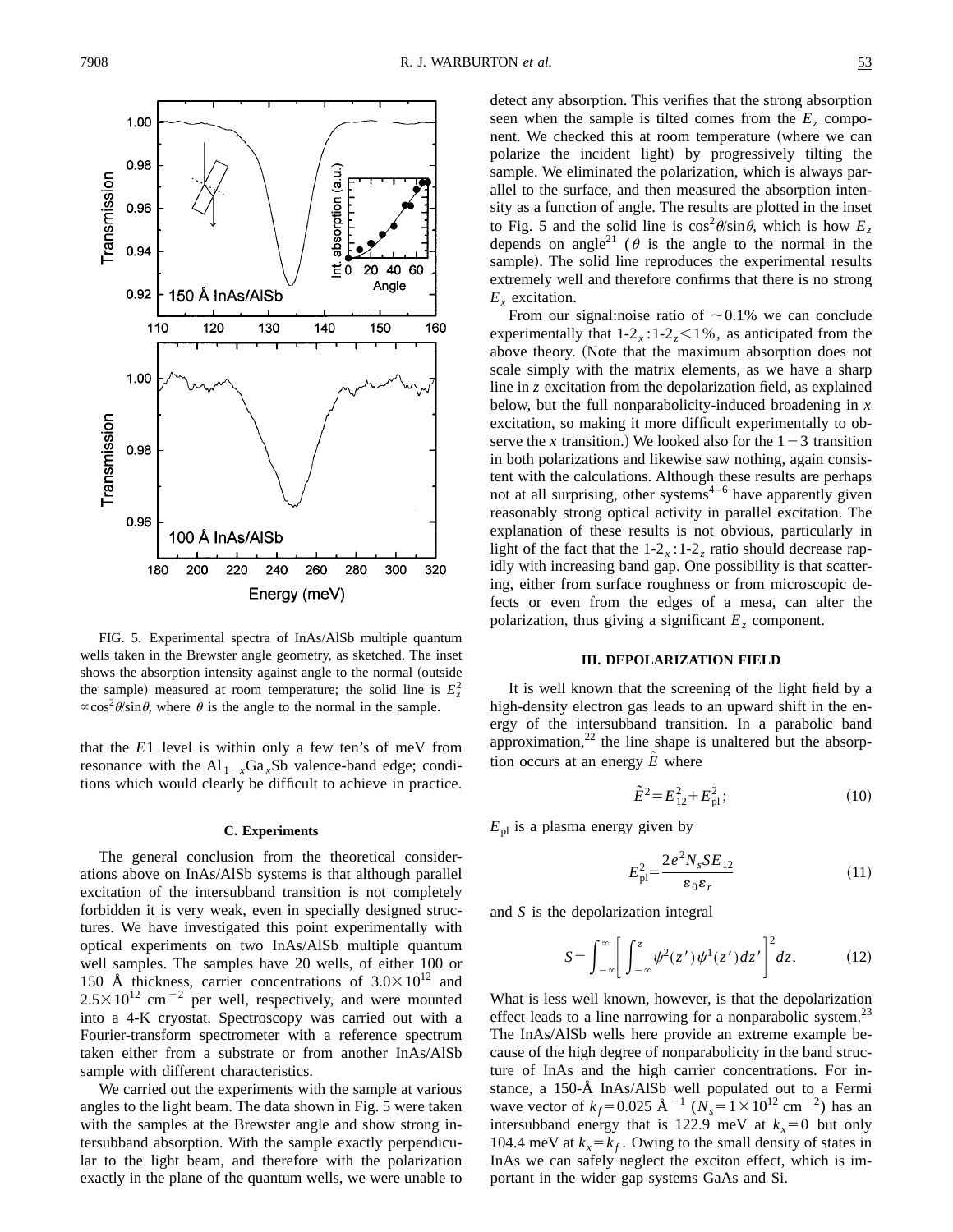FIG. 5. Experimental spectra of InAs/AlSb multiple quantum wells taken in the Brewster angle geometry, as sketched. The inset shows the absorption intensity against angle to the normal (outside the sample) measured at room temperature; the solid line is $E_z^2 \propto \cos^2\theta/\sin\theta$, where $\theta$ is the angle to the normal in the sample.

that the $E1$ level is within only a few ten's of meV from resonance with the $Al_{1-x}Ga_xSb$ valence-band edge; conditions which would clearly be difficult to achieve in practice.

### C. Experiments

The general conclusion from the theoretical considerations above on InAs/AlSb systems is that although parallel excitation of the intersubband transition is not completely forbidden it is very weak, even in specially designed structures. We have investigated this point experimentally with optical experiments on two InAs/AlSb multiple quantum well samples. The samples have 20 wells, of either 100 or 150 Å thickness, carrier concentrations of $3.0\times10^{12}$ and $2.5\times10^{12}$ cm$^{-2}$ per well, respectively, and were mounted into a 4-K cryostat. Spectroscopy was carried out with a Fourier-transform spectrometer with a reference spectrum taken either from a substrate or from another InAs/AlSb sample with different characteristics.

We carried out the experiments with the sample at various angles to the light beam. The data shown in Fig. 5 were taken with the samples at the Brewster angle and show strong intersubband absorption. With the sample exactly perpendicular to the light beam, and therefore with the polarization exactly in the plane of the quantum wells, we were unable to detect any absorption. This verifies that the strong absorption seen when the sample is tilted comes from the $E_z$ component. We checked this at room temperature (where we can polarize the incident light) by progressively tilting the sample. We eliminated the polarization, which is always parallel to the surface, and then measured the absorption intensity as a function of angle. The results are plotted in the inset to Fig. 5 and the solid line is $\cos^2\theta/\sin\theta$, which is how $E_z$ depends on angle[21] ($\theta$ is the angle to the normal in the sample). The solid line reproduces the experimental results extremely well and therefore confirms that there is no strong $E_x$ excitation.

From our signal:noise ratio of $\sim0.1\%$ we can conclude experimentally that $1\text{-}2_x:1\text{-}2_z<1\%$, as anticipated from the above theory. (Note that the maximum absorption does not scale simply with the matrix elements, as we have a sharp line in $z$ excitation from the depolarization field, as explained below, but the full nonparabolicity-induced broadening in $x$ excitation, so making it more difficult experimentally to observe the $x$ transition.) We looked also for the $1-3$ transition in both polarizations and likewise saw nothing, again consistent with the calculations. Although these results are perhaps not at all surprising, other systems[4–6] have apparently given reasonably strong optical activity in parallel excitation. The explanation of these results is not obvious, particularly in light of the fact that the $1\text{-}2_x:1\text{-}2_z$ ratio should decrease rapidly with increasing band gap. One possibility is that scattering, either from surface roughness or from microscopic defects or even from the edges of a mesa, can alter the polarization, thus giving a significant $E_z$ component.

## III. DEPOLARIZATION FIELD

It is well known that the screening of the light field by a high-density electron gas leads to an upward shift in the energy of the intersubband transition. In a parabolic band approximation,[22] the line shape is unaltered but the absorption occurs at an energy $\tilde{E}$ where

$$\tilde{E}^2=E_{12}^2+E_{\rm pl}^2; \tag{10}$$

$E_{\rm pl}$ is a plasma energy given by

$$E_{\rm pl}^2=\frac{2e^2N_sSE_{12}}{\varepsilon_0\varepsilon_r} \tag{11}$$

and $S$ is the depolarization integral

$$S=\int_{-\infty}^{\infty}\left[\int_{-\infty}^{z}\psi^2(z')\psi^1(z')dz'\right]^2dz. \tag{12}$$

What is less well known, however, is that the depolarization effect leads to a line narrowing for a nonparabolic system.[23] The InAs/AlSb wells here provide an extreme example because of the high degree of nonparabolicity in the band structure of InAs and the high carrier concentrations. For instance, a 150-Å InAs/AlSb well populated out to a Fermi wave vector of $k_f=0.025$ Å$^{-1}$ ($N_s=1\times10^{12}$ cm$^{-2}$) has an intersubband energy that is 122.9 meV at $k_x=0$ but only 104.4 meV at $k_x=k_f$. Owing to the small density of states in InAs we can safely neglect the exciton effect, which is important in the wider gap systems GaAs and Si.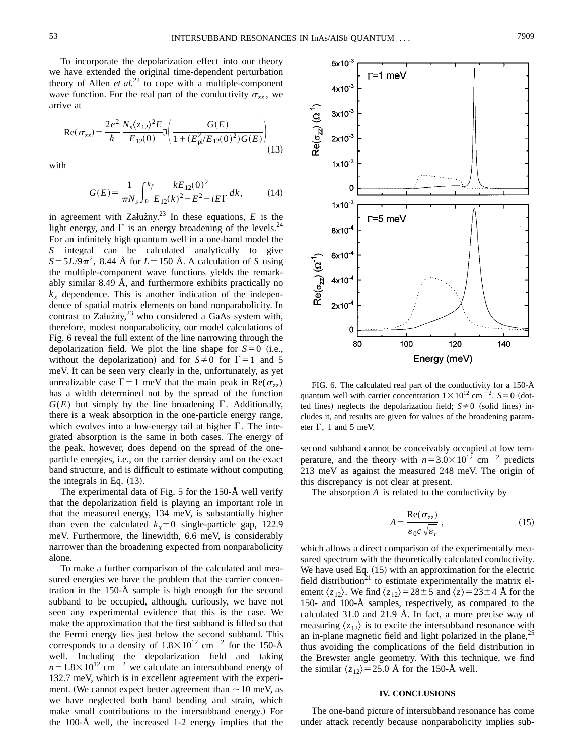To incorporate the depolarization effect into our theory we have extended the original time-dependent perturbation theory of Allen *et al.*[22] to cope with a multiple-component wave function. For the real part of the conductivity $\sigma_{zz}$, we arrive at

$$\mathrm{Re}(\sigma_{zz}) = \frac{2e^2}{\hbar} \frac{N_s \langle z_{12}\rangle^2 E}{E_{12}(0)} \Im\left( \frac{G(E)}{1+(E_{\mathrm{pl}}^2/E_{12}(0)^2)G(E)} \right) \tag{13}$$

with

$$G(E) = \frac{1}{\pi N_s} \int_0^{k_f} \frac{k E_{12}(0)^2}{E_{12}(k)^2 - E^2 - iE\Gamma} dk, \tag{14}$$

in agreement with Załużny.[23] In these equations, $E$ is the light energy, and $\Gamma$ is an energy broadening of the levels.[24] For an infinitely high quantum well in a one-band model the $S$ integral can be calculated analytically to give $S = 5L/9\pi^2$, 8.44 Å for $L = 150$ Å. A calculation of $S$ using the multiple-component wave functions yields the remarkably similar 8.49 Å, and furthermore exhibits practically no $k_x$ dependence. This is another indication of the independence of spatial matrix elements on band nonparabolicity. In contrast to Załużny,[23] who considered a GaAs system with, therefore, modest nonparabolicity, our model calculations of Fig. 6 reveal the full extent of the line narrowing through the depolarization field. We plot the line shape for $S=0$ (i.e., without the depolarization) and for $S \neq 0$ for $\Gamma = 1$ and 5 meV. It can be seen very clearly in the, unfortunately, as yet unrealizable case $\Gamma = 1$ meV that the main peak in $\mathrm{Re}(\sigma_{zz})$ has a width determined not by the spread of the function $G(E)$ but simply by the line broadening $\Gamma$. Additionally, there is a weak absorption in the one-particle energy range, which evolves into a low-energy tail at higher $\Gamma$. The integrated absorption is the same in both cases. The energy of the peak, however, does depend on the spread of the one-particle energies, i.e., on the carrier density and on the exact band structure, and is difficult to estimate without computing the integrals in Eq. (13).

The experimental data of Fig. 5 for the 150-Å well verify that the depolarization field is playing an important role in that the measured energy, 134 meV, is substantially higher than even the calculated $k_x = 0$ single-particle gap, 122.9 meV. Furthermore, the linewidth, 6.6 meV, is considerably narrower than the broadening expected from nonparabolicity alone.

To make a further comparison of the calculated and measured energies we have the problem that the carrier concentration in the 150-Å sample is high enough for the second subband to be occupied, although, curiously, we have not seen any experimental evidence that this is the case. We make the approximation that the first subband is filled so that the Fermi energy lies just below the second subband. This corresponds to a density of $1.8 \times 10^{12}$ cm$^{-2}$ for the 150-Å well. Including the depolarization field and taking $n = 1.8 \times 10^{12}$ cm$^{-2}$ we calculate an intersubband energy of 132.7 meV, which is in excellent agreement with the experiment. (We cannot expect better agreement than ~10 meV, as we have neglected both band bending and strain, which make small contributions to the intersubband energy.) For the 100-Å well, the increased 1-2 energy implies that the second subband cannot be conceivably occupied at low temperature, and the theory with $n = 3.0 \times 10^{12}$ cm$^{-2}$ predicts 213 meV as against the measured 248 meV. The origin of this discrepancy is not clear at present.

FIG. 6. The calculated real part of the conductivity for a 150-Å quantum well with carrier concentration $1 \times 10^{12}$ cm$^{-2}$. $S=0$ (dotted lines) neglects the depolarization field; $S \neq 0$ (solid lines) includes it, and results are given for values of the broadening parameter $\Gamma$, 1 and 5 meV.

The absorption $A$ is related to the conductivity by

$$A = \frac{\mathrm{Re}(\sigma_{zz})}{\varepsilon_0 c \sqrt{\varepsilon_r}}, \tag{15}$$

which allows a direct comparison of the experimentally measured spectrum with the theoretically calculated conductivity. We have used Eq. (15) with an approximation for the electric field distribution[21] to estimate experimentally the matrix element $\langle z_{12}\rangle$. We find $\langle z_{12}\rangle = 28 \pm 5$ and $\langle z\rangle = 23 \pm 4$ Å for the 150- and 100-Å samples, respectively, as compared to the calculated 31.0 and 21.9 Å. In fact, a more precise way of measuring $\langle z_{12}\rangle$ is to excite the intersubband resonance with an in-plane magnetic field and light polarized in the plane,[25] thus avoiding the complications of the field distribution in the Brewster angle geometry. With this technique, we find the similar $\langle z_{12}\rangle = 25.0$ Å for the 150-Å well.

## IV. CONCLUSIONS

The one-band picture of intersubband resonance has come under attack recently because nonparabolicity implies sub-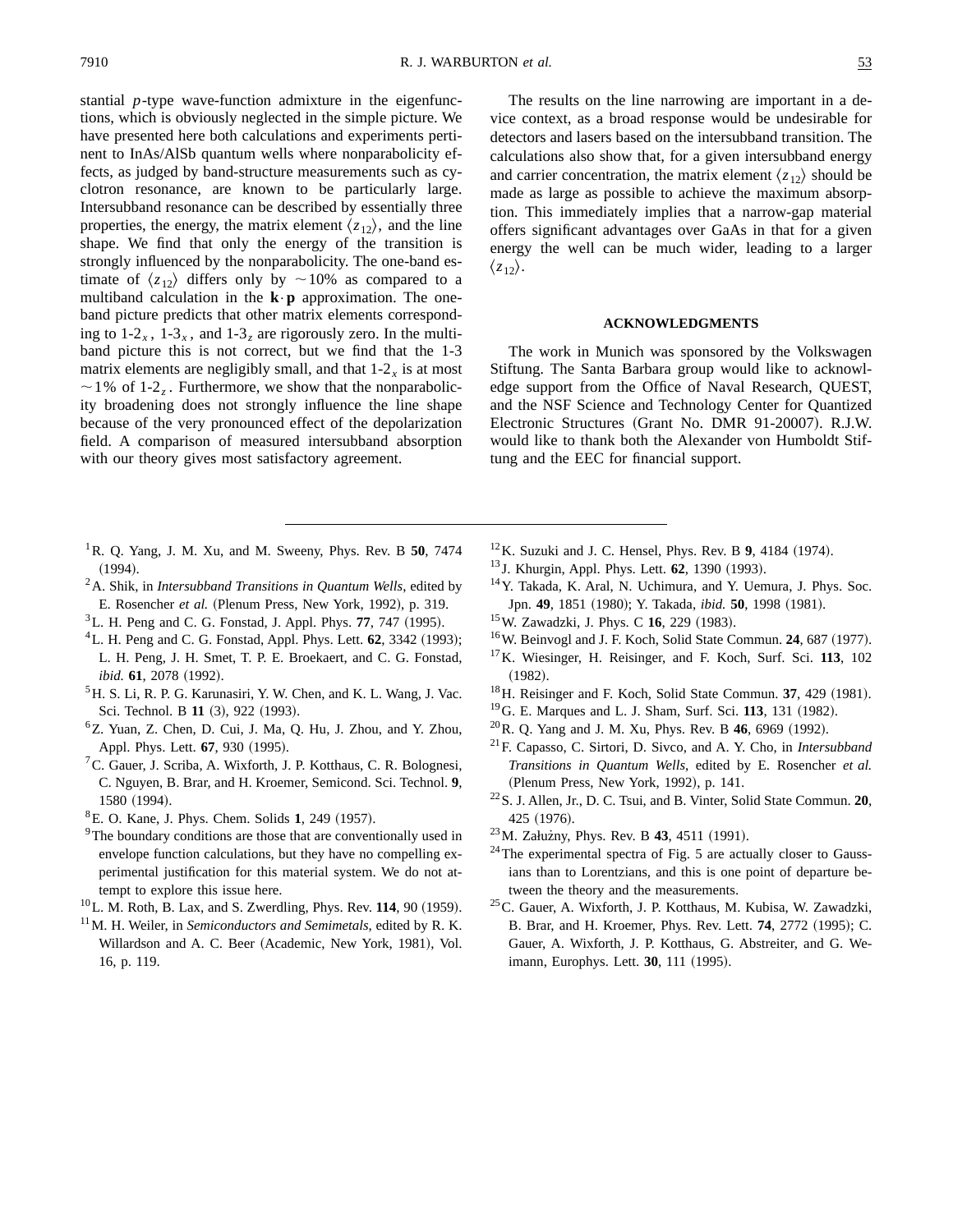stantial $p$-type wave-function admixture in the eigenfunctions, which is obviously neglected in the simple picture. We have presented here both calculations and experiments pertinent to InAs/AlSb quantum wells where nonparabolicity effects, as judged by band-structure measurements such as cyclotron resonance, are known to be particularly large. Intersubband resonance can be described by essentially three properties, the energy, the matrix element $\langle z_{12}\rangle$, and the line shape. We find that only the energy of the transition is strongly influenced by the nonparabolicity. The one-band estimate of $\langle z_{12}\rangle$ differs only by $\sim 10\%$ as compared to a multiband calculation in the $\mathbf{k}\cdot\mathbf{p}$ approximation. The one-band picture predicts that other matrix elements corresponding to 1-$2_x$, 1-$3_x$, and 1-$3_z$ are rigorously zero. In the multiband picture this is not correct, but we find that the 1-3 matrix elements are negligibly small, and that 1-$2_x$ is at most $\sim 1\%$ of 1-$2_z$. Furthermore, we show that the nonparabolicity broadening does not strongly influence the line shape because of the very pronounced effect of the depolarization field. A comparison of measured intersubband absorption with our theory gives most satisfactory agreement.

The results on the line narrowing are important in a device context, as a broad response would be undesirable for detectors and lasers based on the intersubband transition. The calculations also show that, for a given intersubband energy and carrier concentration, the matrix element $\langle z_{12}\rangle$ should be made as large as possible to achieve the maximum absorption. This immediately implies that a narrow-gap material offers significant advantages over GaAs in that for a given energy the well can be much wider, leading to a larger $\langle z_{12}\rangle$.

## ACKNOWLEDGMENTS

The work in Munich was sponsored by the Volkswagen Stiftung. The Santa Barbara group would like to acknowledge support from the Office of Naval Research, QUEST, and the NSF Science and Technology Center for Quantized Electronic Structures (Grant No. DMR 91-20007). R.J.W. would like to thank both the Alexander von Humboldt Stiftung and the EEC for financial support.

---

[1] R. Q. Yang, J. M. Xu, and M. Sweeny, Phys. Rev. B **50**, 7474 (1994).

[2] A. Shik, in *Intersubband Transitions in Quantum Wells*, edited by E. Rosencher *et al.* (Plenum Press, New York, 1992), p. 319.

[3] L. H. Peng and C. G. Fonstad, J. Appl. Phys. **77**, 747 (1995).

[4] L. H. Peng and C. G. Fonstad, Appl. Phys. Lett. **62**, 3342 (1993); L. H. Peng, J. H. Smet, T. P. E. Broekaert, and C. G. Fonstad, *ibid.* **61**, 2078 (1992).

[5] H. S. Li, R. P. G. Karunasiri, Y. W. Chen, and K. L. Wang, J. Vac. Sci. Technol. B **11** (3), 922 (1993).

[6] Z. Yuan, Z. Chen, D. Cui, J. Ma, Q. Hu, J. Zhou, and Y. Zhou, Appl. Phys. Lett. **67**, 930 (1995).

[7] C. Gauer, J. Scriba, A. Wixforth, J. P. Kotthaus, C. R. Bolognesi, C. Nguyen, B. Brar, and H. Kroemer, Semicond. Sci. Technol. **9**, 1580 (1994).

[8] E. O. Kane, J. Phys. Chem. Solids **1**, 249 (1957).

[9] The boundary conditions are those that are conventionally used in envelope function calculations, but they have no compelling experimental justification for this material system. We do not attempt to explore this issue here.

[10] L. M. Roth, B. Lax, and S. Zwerdling, Phys. Rev. **114**, 90 (1959).

[11] M. H. Weiler, in *Semiconductors and Semimetals*, edited by R. K. Willardson and A. C. Beer (Academic, New York, 1981), Vol. 16, p. 119.

[12] K. Suzuki and J. C. Hensel, Phys. Rev. B **9**, 4184 (1974).

[13] J. Khurgin, Appl. Phys. Lett. **62**, 1390 (1993).

[14] Y. Takada, K. Aral, N. Uchimura, and Y. Uemura, J. Phys. Soc. Jpn. **49**, 1851 (1980); Y. Takada, *ibid.* **50**, 1998 (1981).

[15] W. Zawadzki, J. Phys. C **16**, 229 (1983).

[16] W. Beinvogl and J. F. Koch, Solid State Commun. **24**, 687 (1977).

[17] K. Wiesinger, H. Reisinger, and F. Koch, Surf. Sci. **113**, 102 (1982).

[18] H. Reisinger and F. Koch, Solid State Commun. **37**, 429 (1981).

[19] G. E. Marques and L. J. Sham, Surf. Sci. **113**, 131 (1982).

[20] R. Q. Yang and J. M. Xu, Phys. Rev. B **46**, 6969 (1992).

[21] F. Capasso, C. Sirtori, D. Sivco, and A. Y. Cho, in *Intersubband Transitions in Quantum Wells*, edited by E. Rosencher *et al.* (Plenum Press, New York, 1992), p. 141.

[22] S. J. Allen, Jr., D. C. Tsui, and B. Vinter, Solid State Commun. **20**, 425 (1976).

[23] M. Załużny, Phys. Rev. B **43**, 4511 (1991).

[24] The experimental spectra of Fig. 5 are actually closer to Gaussians than to Lorentzians, and this is one point of departure between the theory and the measurements.

[25] C. Gauer, A. Wixforth, J. P. Kotthaus, M. Kubisa, W. Zawadzki, B. Brar, and H. Kroemer, Phys. Rev. Lett. **74**, 2772 (1995); C. Gauer, A. Wixforth, J. P. Kotthaus, G. Abstreiter, and G. Weimann, Europhys. Lett. **30**, 111 (1995).